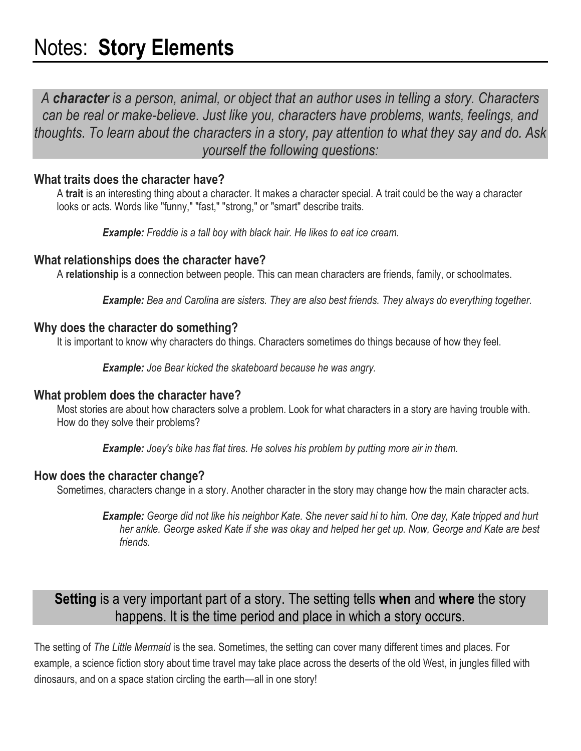# Notes: **Story Elements**

*A **character** is a person, animal, or object that an author uses in telling a story. Characters can be real or make-believe. Just like you, characters have problems, wants, feelings, and thoughts. To learn about the characters in a story, pay attention to what they say and do. Ask yourself the following questions:*

### What traits does the character have?

A **trait** is an interesting thing about a character. It makes a character special. A trait could be the way a character looks or acts. Words like "funny," "fast," "strong," or "smart" describe traits.

> ***Example:*** *Freddie is a tall boy with black hair. He likes to eat ice cream.*

### What relationships does the character have?

A **relationship** is a connection between people. This can mean characters are friends, family, or schoolmates.

> ***Example:*** *Bea and Carolina are sisters. They are also best friends. They always do everything together.*

### Why does the character do something?

It is important to know why characters do things. Characters sometimes do things because of how they feel.

> ***Example:*** *Joe Bear kicked the skateboard because he was angry.*

### What problem does the character have?

Most stories are about how characters solve a problem. Look for what characters in a story are having trouble with. How do they solve their problems?

> ***Example:*** *Joey's bike has flat tires. He solves his problem by putting more air in them.*

### How does the character change?

Sometimes, characters change in a story. Another character in the story may change how the main character acts.

> ***Example:*** *George did not like his neighbor Kate. She never said hi to him. One day, Kate tripped and hurt her ankle. George asked Kate if she was okay and helped her get up. Now, George and Kate are best friends.*

**Setting** is a very important part of a story. The setting tells **when** and **where** the story happens. It is the time period and place in which a story occurs.

The setting of *The Little Mermaid* is the sea. Sometimes, the setting can cover many different times and places. For example, a science fiction story about time travel may take place across the deserts of the old West, in jungles filled with dinosaurs, and on a space station circling the earth—all in one story!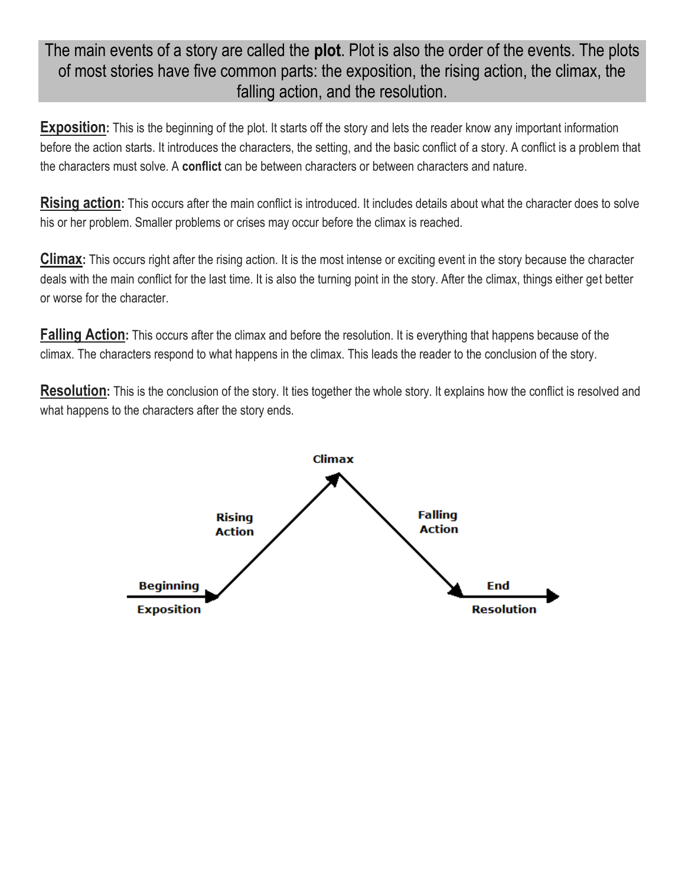The main events of a story are called the **plot**. Plot is also the order of the events. The plots of most stories have five common parts: the exposition, the rising action, the climax, the falling action, and the resolution.

**Exposition:** This is the beginning of the plot. It starts off the story and lets the reader know any important information before the action starts. It introduces the characters, the setting, and the basic conflict of a story. A conflict is a problem that the characters must solve. A **conflict** can be between characters or between characters and nature.

**Rising action:** This occurs after the main conflict is introduced. It includes details about what the character does to solve his or her problem. Smaller problems or crises may occur before the climax is reached.

**Climax:** This occurs right after the rising action. It is the most intense or exciting event in the story because the character deals with the main conflict for the last time. It is also the turning point in the story. After the climax, things either get better or worse for the character.

**Falling Action:** This occurs after the climax and before the resolution. It is everything that happens because of the climax. The characters respond to what happens in the climax. This leads the reader to the conclusion of the story.

**Resolution:** This is the conclusion of the story. It ties together the whole story. It explains how the conflict is resolved and what happens to the characters after the story ends.

Climax

Rising Action

Falling Action

Beginning

Exposition

End

Resolution